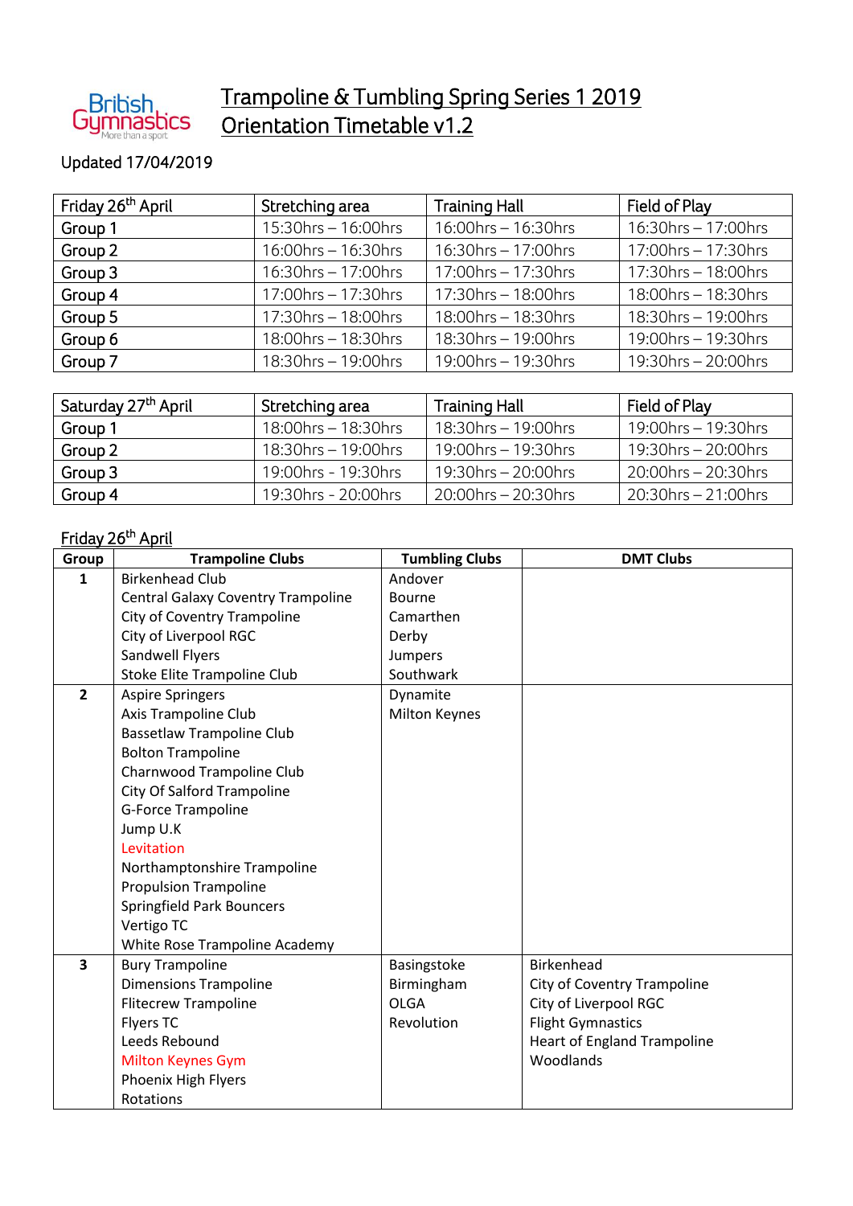British Gymnastics — More than a sport

# Trampoline & Tumbling Spring Series 1 2019
# Orientation Timetable v1.2

Updated 17/04/2019

| Friday 26th April | Stretching area | Training Hall | Field of Play |
|---|---|---|---|
| Group 1 | 15:30hrs – 16:00hrs | 16:00hrs – 16:30hrs | 16:30hrs – 17:00hrs |
| Group 2 | 16:00hrs – 16:30hrs | 16:30hrs – 17:00hrs | 17:00hrs – 17:30hrs |
| Group 3 | 16:30hrs – 17:00hrs | 17:00hrs – 17:30hrs | 17:30hrs – 18:00hrs |
| Group 4 | 17:00hrs – 17:30hrs | 17:30hrs – 18:00hrs | 18:00hrs – 18:30hrs |
| Group 5 | 17:30hrs – 18:00hrs | 18:00hrs – 18:30hrs | 18:30hrs – 19:00hrs |
| Group 6 | 18:00hrs – 18:30hrs | 18:30hrs – 19:00hrs | 19:00hrs – 19:30hrs |
| Group 7 | 18:30hrs – 19:00hrs | 19:00hrs – 19:30hrs | 19:30hrs – 20:00hrs |

| Saturday 27th April | Stretching area | Training Hall | Field of Play |
|---|---|---|---|
| Group 1 | 18:00hrs – 18:30hrs | 18:30hrs – 19:00hrs | 19:00hrs – 19:30hrs |
| Group 2 | 18:30hrs – 19:00hrs | 19:00hrs – 19:30hrs | 19:30hrs – 20:00hrs |
| Group 3 | 19:00hrs - 19:30hrs | 19:30hrs – 20:00hrs | 20:00hrs – 20:30hrs |
| Group 4 | 19:30hrs - 20:00hrs | 20:00hrs – 20:30hrs | 20:30hrs – 21:00hrs |

## Friday 26th April

| Group | Trampoline Clubs | Tumbling Clubs | DMT Clubs |
|---|---|---|---|
| 1 | Birkenhead Club<br>Central Galaxy Coventry Trampoline<br>City of Coventry Trampoline<br>City of Liverpool RGC<br>Sandwell Flyers<br>Stoke Elite Trampoline Club | Andover<br>Bourne<br>Camarthen<br>Derby<br>Jumpers<br>Southwark | |
| 2 | Aspire Springers<br>Axis Trampoline Club<br>Bassetlaw Trampoline Club<br>Bolton Trampoline<br>Charnwood Trampoline Club<br>City Of Salford Trampoline<br>G-Force Trampoline<br>Jump U.K<br>Levitation<br>Northamptonshire Trampoline<br>Propulsion Trampoline<br>Springfield Park Bouncers<br>Vertigo TC<br>White Rose Trampoline Academy | Dynamite<br>Milton Keynes | |
| 3 | Bury Trampoline<br>Dimensions Trampoline<br>Flitecrew Trampoline<br>Flyers TC<br>Leeds Rebound<br>Milton Keynes Gym<br>Phoenix High Flyers<br>Rotations | Basingstoke<br>Birmingham<br>OLGA<br>Revolution | Birkenhead<br>City of Coventry Trampoline<br>City of Liverpool RGC<br>Flight Gymnastics<br>Heart of England Trampoline<br>Woodlands |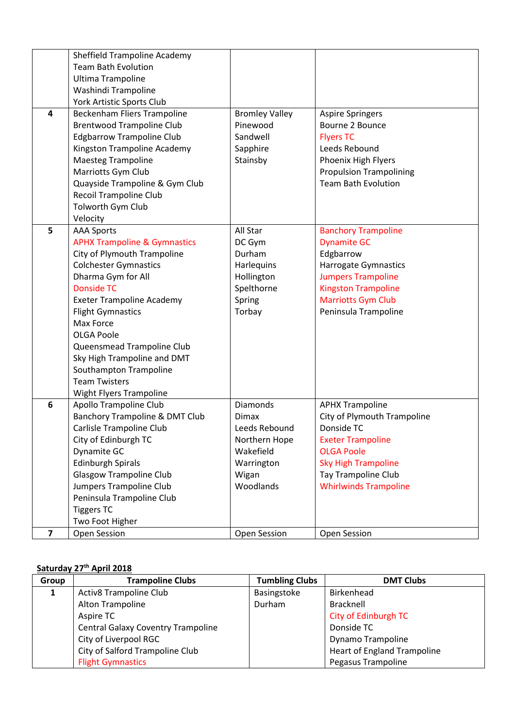| | | | |
|---|---|---|---|
| | Sheffield Trampoline Academy<br>Team Bath Evolution<br>Ultima Trampoline<br>Washindi Trampoline<br>York Artistic Sports Club | | |
| 4 | Beckenham Fliers Trampoline<br>Brentwood Trampoline Club<br>Edgbarrow Trampoline Club<br>Kingston Trampoline Academy<br>Maesteg Trampoline<br>Marriotts Gym Club<br>Quayside Trampoline & Gym Club<br>Recoil Trampoline Club<br>Tolworth Gym Club<br>Velocity | Bromley Valley<br>Pinewood<br>Sandwell<br>Sapphire<br>Stainsby | Aspire Springers<br>Bourne 2 Bounce<br>Flyers TC<br>Leeds Rebound<br>Phoenix High Flyers<br>Propulsion Trampolining<br>Team Bath Evolution |
| 5 | AAA Sports<br>APHX Trampoline & Gymnastics<br>City of Plymouth Trampoline<br>Colchester Gymnastics<br>Dharma Gym for All<br>Donside TC<br>Exeter Trampoline Academy<br>Flight Gymnastics<br>Max Force<br>OLGA Poole<br>Queensmead Trampoline Club<br>Sky High Trampoline and DMT<br>Southampton Trampoline<br>Team Twisters<br>Wight Flyers Trampoline | All Star<br>DC Gym<br>Durham<br>Harlequins<br>Hollington<br>Spelthorne<br>Spring<br>Torbay | Banchory Trampoline<br>Dynamite GC<br>Edgbarrow<br>Harrogate Gymnastics<br>Jumpers Trampoline<br>Kingston Trampoline<br>Marriotts Gym Club<br>Peninsula Trampoline |
| 6 | Apollo Trampoline Club<br>Banchory Trampoline & DMT Club<br>Carlisle Trampoline Club<br>City of Edinburgh TC<br>Dynamite GC<br>Edinburgh Spirals<br>Glasgow Trampoline Club<br>Jumpers Trampoline Club<br>Peninsula Trampoline Club<br>Tiggers TC<br>Two Foot Higher | Diamonds<br>Dimax<br>Leeds Rebound<br>Northern Hope<br>Wakefield<br>Warrington<br>Wigan<br>Woodlands | APHX Trampoline<br>City of Plymouth Trampoline<br>Donside TC<br>Exeter Trampoline<br>OLGA Poole<br>Sky High Trampoline<br>Tay Trampoline Club<br>Whirlwinds Trampoline |
| 7 | Open Session | Open Session | Open Session |

**Saturday 27th April 2018**

| Group | Trampoline Clubs | Tumbling Clubs | DMT Clubs |
|---|---|---|---|
| 1 | Activ8 Trampoline Club<br>Alton Trampoline<br>Aspire TC<br>Central Galaxy Coventry Trampoline<br>City of Liverpool RGC<br>City of Salford Trampoline Club<br>Flight Gymnastics | Basingstoke<br>Durham | Birkenhead<br>Bracknell<br>City of Edinburgh TC<br>Donside TC<br>Dynamo Trampoline<br>Heart of England Trampoline<br>Pegasus Trampoline |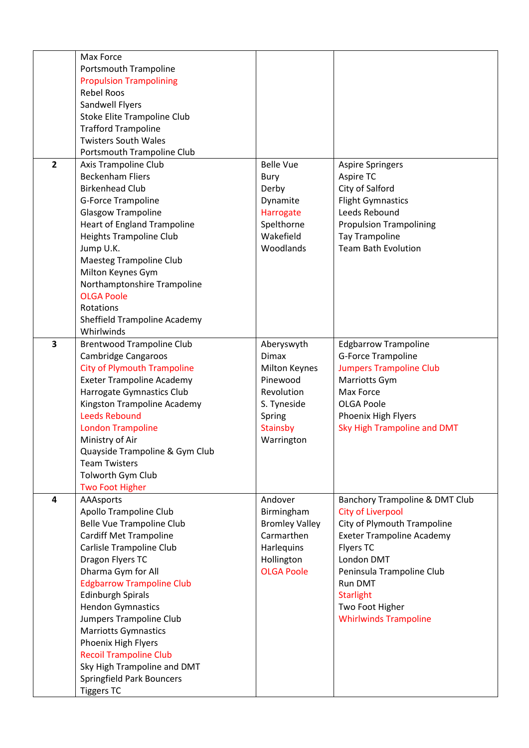|  |  |  |  |
|---|---|---|---|
|  | Max Force<br>Portsmouth Trampoline<br>Propulsion Trampolining<br>Rebel Roos<br>Sandwell Flyers<br>Stoke Elite Trampoline Club<br>Trafford Trampoline<br>Twisters South Wales<br>Portsmouth Trampoline Club |  |  |
| **2** | Axis Trampoline Club<br>Beckenham Fliers<br>Birkenhead Club<br>G-Force Trampoline<br>Glasgow Trampoline<br>Heart of England Trampoline<br>Heights Trampoline Club<br>Jump U.K.<br>Maesteg Trampoline Club<br>Milton Keynes Gym<br>Northamptonshire Trampoline<br>OLGA Poole<br>Rotations<br>Sheffield Trampoline Academy<br>Whirlwinds | Belle Vue<br>Bury<br>Derby<br>Dynamite<br>Harrogate<br>Spelthorne<br>Wakefield<br>Woodlands | Aspire Springers<br>Aspire TC<br>City of Salford<br>Flight Gymnastics<br>Leeds Rebound<br>Propulsion Trampolining<br>Tay Trampoline<br>Team Bath Evolution |
| **3** | Brentwood Trampoline Club<br>Cambridge Cangaroos<br>City of Plymouth Trampoline<br>Exeter Trampoline Academy<br>Harrogate Gymnastics Club<br>Kingston Trampoline Academy<br>Leeds Rebound<br>London Trampoline<br>Ministry of Air<br>Quayside Trampoline & Gym Club<br>Team Twisters<br>Tolworth Gym Club<br>Two Foot Higher | Aberyswyth<br>Dimax<br>Milton Keynes<br>Pinewood<br>Revolution<br>S. Tyneside<br>Spring<br>Stainsby<br>Warrington | Edgbarrow Trampoline<br>G-Force Trampoline<br>Jumpers Trampoline Club<br>Marriotts Gym<br>Max Force<br>OLGA Poole<br>Phoenix High Flyers<br>Sky High Trampoline and DMT |
| **4** | AAAsports<br>Apollo Trampoline Club<br>Belle Vue Trampoline Club<br>Cardiff Met Trampoline<br>Carlisle Trampoline Club<br>Dragon Flyers TC<br>Dharma Gym for All<br>Edgbarrow Trampoline Club<br>Edinburgh Spirals<br>Hendon Gymnastics<br>Jumpers Trampoline Club<br>Marriotts Gymnastics<br>Phoenix High Flyers<br>Recoil Trampoline Club<br>Sky High Trampoline and DMT<br>Springfield Park Bouncers<br>Tiggers TC | Andover<br>Birmingham<br>Bromley Valley<br>Carmarthen<br>Harlequins<br>Hollington<br>OLGA Poole | Banchory Trampoline & DMT Club<br>City of Liverpool<br>City of Plymouth Trampoline<br>Exeter Trampoline Academy<br>Flyers TC<br>London DMT<br>Peninsula Trampoline Club<br>Run DMT<br>Starlight<br>Two Foot Higher<br>Whirlwinds Trampoline |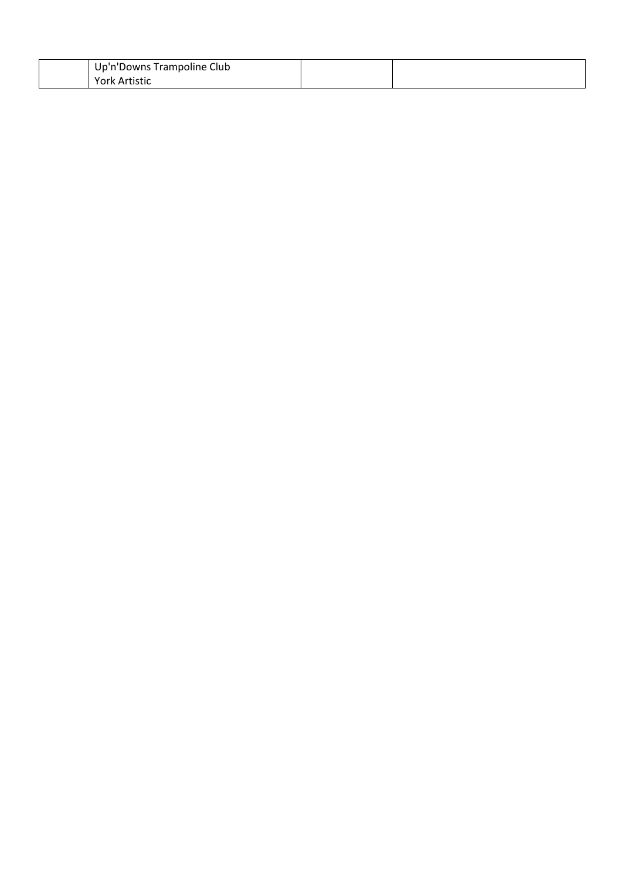| | | | |
|---|---|---|---|
| | Up'n'Downs Trampoline Club<br>York Artistic | | |